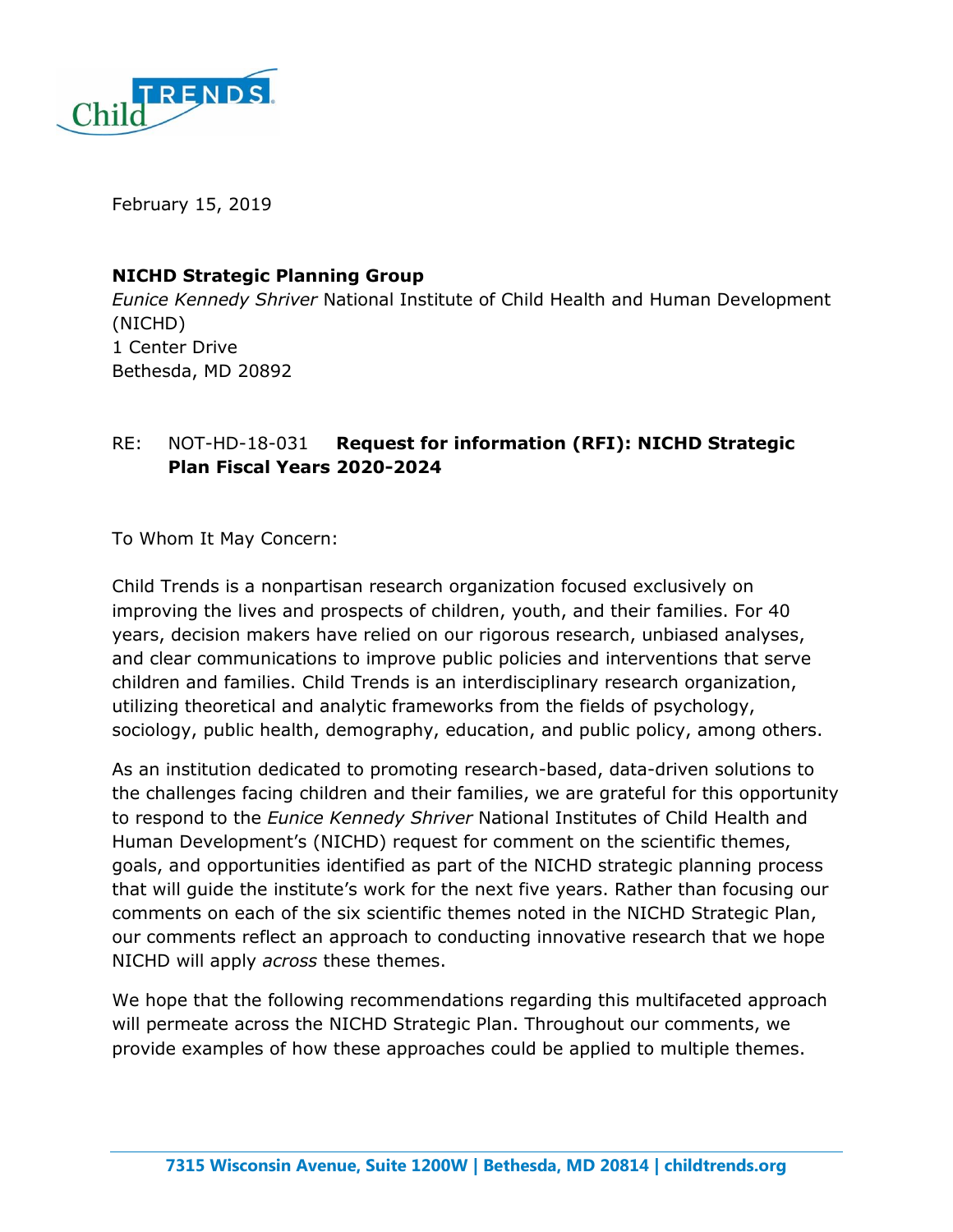February 15, 2019

**NICHD Strategic Planning Group**
*Eunice Kennedy Shriver* National Institute of Child Health and Human Development (NICHD)
1 Center Drive
Bethesda, MD 20892

RE: NOT-HD-18-031 **Request for information (RFI): NICHD Strategic Plan Fiscal Years 2020-2024**

To Whom It May Concern:

Child Trends is a nonpartisan research organization focused exclusively on improving the lives and prospects of children, youth, and their families. For 40 years, decision makers have relied on our rigorous research, unbiased analyses, and clear communications to improve public policies and interventions that serve children and families. Child Trends is an interdisciplinary research organization, utilizing theoretical and analytic frameworks from the fields of psychology, sociology, public health, demography, education, and public policy, among others.

As an institution dedicated to promoting research-based, data-driven solutions to the challenges facing children and their families, we are grateful for this opportunity to respond to the *Eunice Kennedy Shriver* National Institutes of Child Health and Human Development's (NICHD) request for comment on the scientific themes, goals, and opportunities identified as part of the NICHD strategic planning process that will guide the institute's work for the next five years. Rather than focusing our comments on each of the six scientific themes noted in the NICHD Strategic Plan, our comments reflect an approach to conducting innovative research that we hope NICHD will apply *across* these themes.

We hope that the following recommendations regarding this multifaceted approach will permeate across the NICHD Strategic Plan. Throughout our comments, we provide examples of how these approaches could be applied to multiple themes.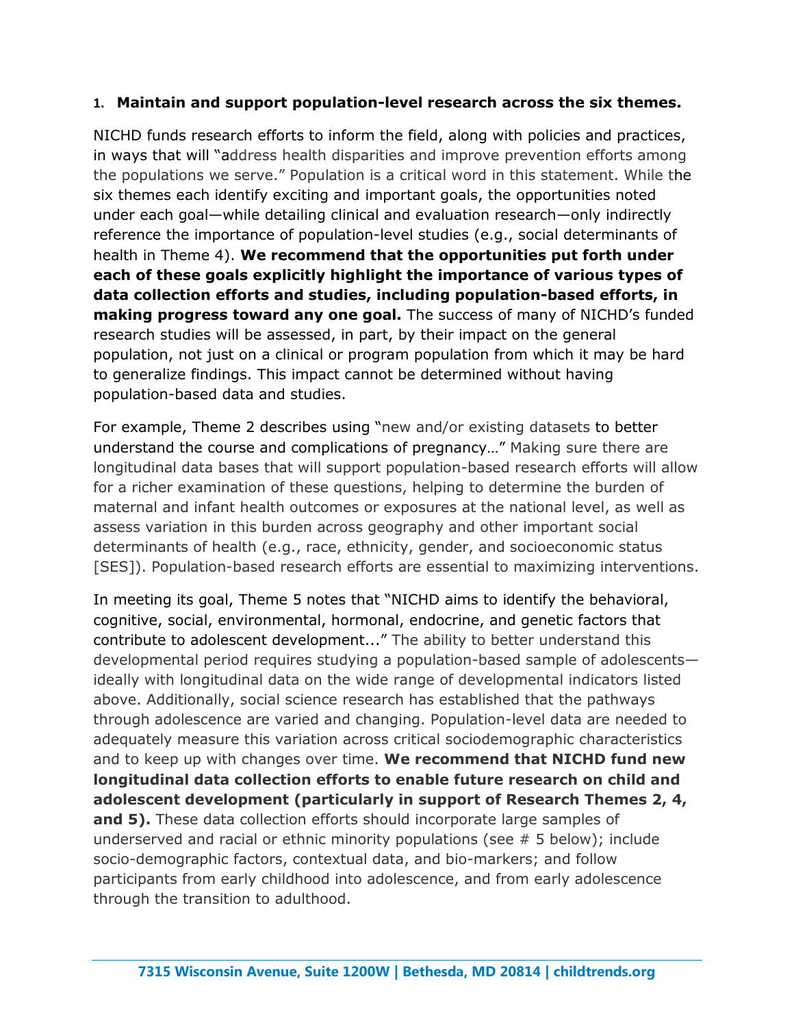1. **Maintain and support population-level research across the six themes.**

NICHD funds research efforts to inform the field, along with policies and practices, in ways that will "address health disparities and improve prevention efforts among the populations we serve." Population is a critical word in this statement. While the six themes each identify exciting and important goals, the opportunities noted under each goal—while detailing clinical and evaluation research—only indirectly reference the importance of population-level studies (e.g., social determinants of health in Theme 4). **We recommend that the opportunities put forth under each of these goals explicitly highlight the importance of various types of data collection efforts and studies, including population-based efforts, in making progress toward any one goal.** The success of many of NICHD's funded research studies will be assessed, in part, by their impact on the general population, not just on a clinical or program population from which it may be hard to generalize findings. This impact cannot be determined without having population-based data and studies.

For example, Theme 2 describes using "new and/or existing datasets to better understand the course and complications of pregnancy…" Making sure there are longitudinal data bases that will support population-based research efforts will allow for a richer examination of these questions, helping to determine the burden of maternal and infant health outcomes or exposures at the national level, as well as assess variation in this burden across geography and other important social determinants of health (e.g., race, ethnicity, gender, and socioeconomic status [SES]). Population-based research efforts are essential to maximizing interventions.

In meeting its goal, Theme 5 notes that "NICHD aims to identify the behavioral, cognitive, social, environmental, hormonal, endocrine, and genetic factors that contribute to adolescent development..." The ability to better understand this developmental period requires studying a population-based sample of adolescents—ideally with longitudinal data on the wide range of developmental indicators listed above. Additionally, social science research has established that the pathways through adolescence are varied and changing. Population-level data are needed to adequately measure this variation across critical sociodemographic characteristics and to keep up with changes over time. **We recommend that NICHD fund new longitudinal data collection efforts to enable future research on child and adolescent development (particularly in support of Research Themes 2, 4, and 5).** These data collection efforts should incorporate large samples of underserved and racial or ethnic minority populations (see # 5 below); include socio-demographic factors, contextual data, and bio-markers; and follow participants from early childhood into adolescence, and from early adolescence through the transition to adulthood.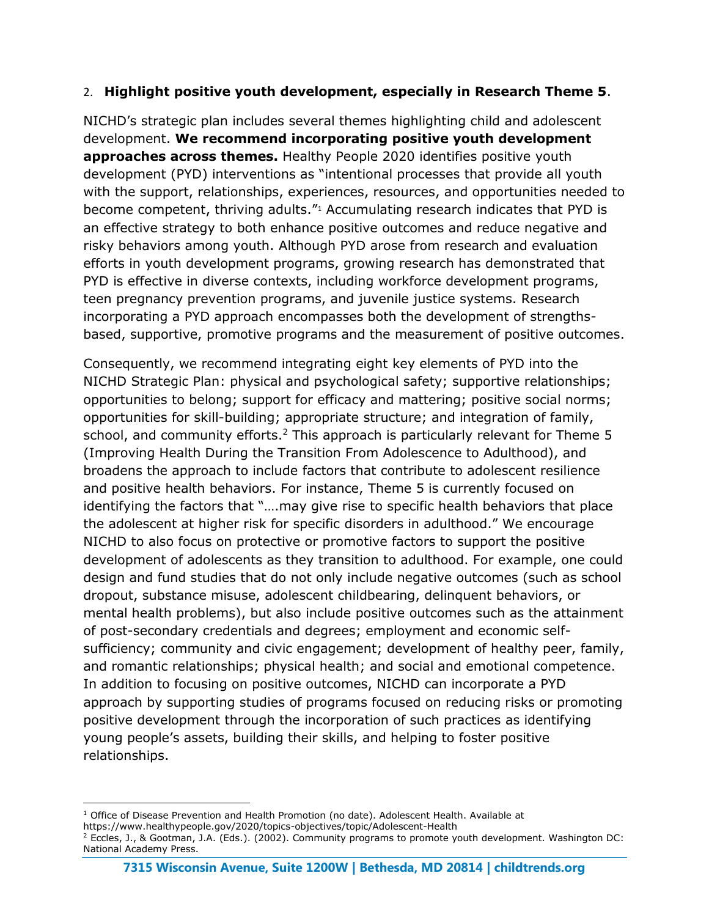2. **Highlight positive youth development, especially in Research Theme 5**.

NICHD's strategic plan includes several themes highlighting child and adolescent development. **We recommend incorporating positive youth development approaches across themes.** Healthy People 2020 identifies positive youth development (PYD) interventions as "intentional processes that provide all youth with the support, relationships, experiences, resources, and opportunities needed to become competent, thriving adults."[1] Accumulating research indicates that PYD is an effective strategy to both enhance positive outcomes and reduce negative and risky behaviors among youth. Although PYD arose from research and evaluation efforts in youth development programs, growing research has demonstrated that PYD is effective in diverse contexts, including workforce development programs, teen pregnancy prevention programs, and juvenile justice systems. Research incorporating a PYD approach encompasses both the development of strengths-based, supportive, promotive programs and the measurement of positive outcomes.

Consequently, we recommend integrating eight key elements of PYD into the NICHD Strategic Plan: physical and psychological safety; supportive relationships; opportunities to belong; support for efficacy and mattering; positive social norms; opportunities for skill-building; appropriate structure; and integration of family, school, and community efforts.[2] This approach is particularly relevant for Theme 5 (Improving Health During the Transition From Adolescence to Adulthood), and broadens the approach to include factors that contribute to adolescent resilience and positive health behaviors. For instance, Theme 5 is currently focused on identifying the factors that "….may give rise to specific health behaviors that place the adolescent at higher risk for specific disorders in adulthood." We encourage NICHD to also focus on protective or promotive factors to support the positive development of adolescents as they transition to adulthood. For example, one could design and fund studies that do not only include negative outcomes (such as school dropout, substance misuse, adolescent childbearing, delinquent behaviors, or mental health problems), but also include positive outcomes such as the attainment of post-secondary credentials and degrees; employment and economic self-sufficiency; community and civic engagement; development of healthy peer, family, and romantic relationships; physical health; and social and emotional competence. In addition to focusing on positive outcomes, NICHD can incorporate a PYD approach by supporting studies of programs focused on reducing risks or promoting positive development through the incorporation of such practices as identifying young people's assets, building their skills, and helping to foster positive relationships.

---

[1] Office of Disease Prevention and Health Promotion (no date). Adolescent Health. Available at https://www.healthypeople.gov/2020/topics-objectives/topic/Adolescent-Health

[2] Eccles, J., & Gootman, J.A. (Eds.). (2002). Community programs to promote youth development. Washington DC: National Academy Press.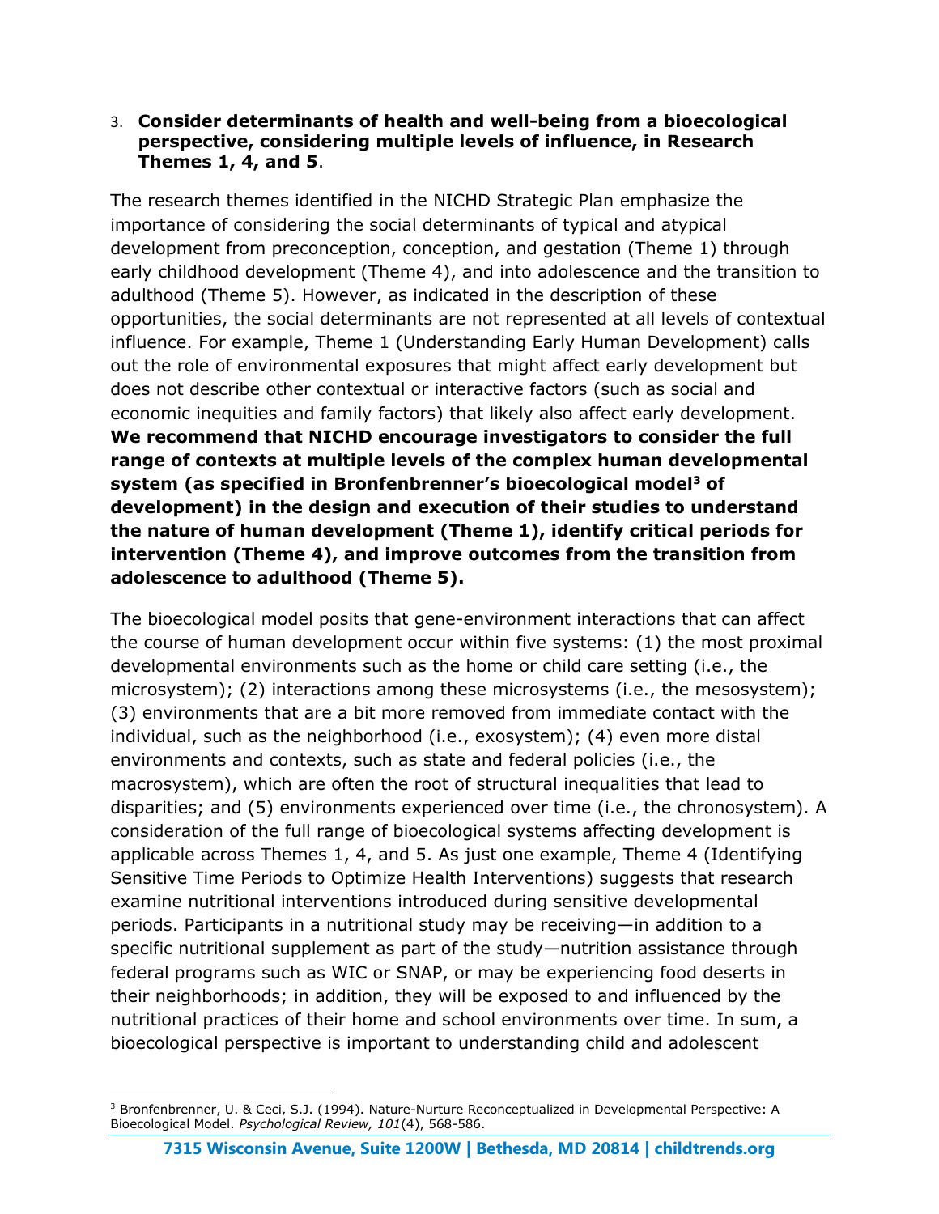3. **Consider determinants of health and well-being from a bioecological perspective, considering multiple levels of influence, in Research Themes 1, 4, and 5**.

The research themes identified in the NICHD Strategic Plan emphasize the importance of considering the social determinants of typical and atypical development from preconception, conception, and gestation (Theme 1) through early childhood development (Theme 4), and into adolescence and the transition to adulthood (Theme 5). However, as indicated in the description of these opportunities, the social determinants are not represented at all levels of contextual influence. For example, Theme 1 (Understanding Early Human Development) calls out the role of environmental exposures that might affect early development but does not describe other contextual or interactive factors (such as social and economic inequities and family factors) that likely also affect early development. **We recommend that NICHD encourage investigators to consider the full range of contexts at multiple levels of the complex human developmental system (as specified in Bronfenbrenner's bioecological model[3] of development) in the design and execution of their studies to understand the nature of human development (Theme 1), identify critical periods for intervention (Theme 4), and improve outcomes from the transition from adolescence to adulthood (Theme 5).**

The bioecological model posits that gene-environment interactions that can affect the course of human development occur within five systems: (1) the most proximal developmental environments such as the home or child care setting (i.e., the microsystem); (2) interactions among these microsystems (i.e., the mesosystem); (3) environments that are a bit more removed from immediate contact with the individual, such as the neighborhood (i.e., exosystem); (4) even more distal environments and contexts, such as state and federal policies (i.e., the macrosystem), which are often the root of structural inequalities that lead to disparities; and (5) environments experienced over time (i.e., the chronosystem). A consideration of the full range of bioecological systems affecting development is applicable across Themes 1, 4, and 5. As just one example, Theme 4 (Identifying Sensitive Time Periods to Optimize Health Interventions) suggests that research examine nutritional interventions introduced during sensitive developmental periods. Participants in a nutritional study may be receiving—in addition to a specific nutritional supplement as part of the study—nutrition assistance through federal programs such as WIC or SNAP, or may be experiencing food deserts in their neighborhoods; in addition, they will be exposed to and influenced by the nutritional practices of their home and school environments over time. In sum, a bioecological perspective is important to understanding child and adolescent

[3] Bronfenbrenner, U. & Ceci, S.J. (1994). Nature-Nurture Reconceptualized in Developmental Perspective: A Bioecological Model. *Psychological Review, 101*(4), 568-586.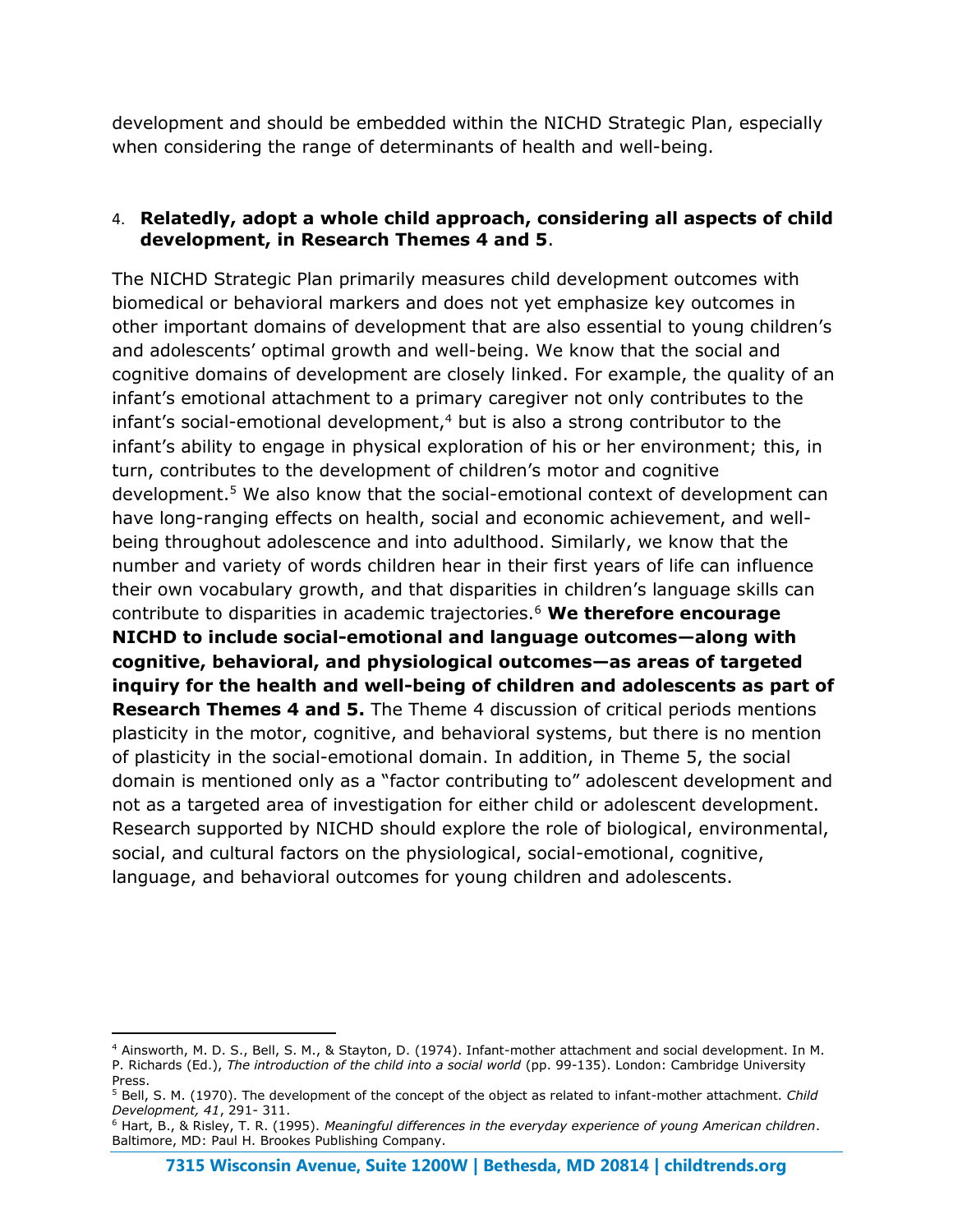development and should be embedded within the NICHD Strategic Plan, especially when considering the range of determinants of health and well-being.

4. **Relatedly, adopt a whole child approach, considering all aspects of child development, in Research Themes 4 and 5**.

The NICHD Strategic Plan primarily measures child development outcomes with biomedical or behavioral markers and does not yet emphasize key outcomes in other important domains of development that are also essential to young children's and adolescents' optimal growth and well-being. We know that the social and cognitive domains of development are closely linked. For example, the quality of an infant's emotional attachment to a primary caregiver not only contributes to the infant's social-emotional development,[4] but is also a strong contributor to the infant's ability to engage in physical exploration of his or her environment; this, in turn, contributes to the development of children's motor and cognitive development.[5] We also know that the social-emotional context of development can have long-ranging effects on health, social and economic achievement, and well-being throughout adolescence and into adulthood. Similarly, we know that the number and variety of words children hear in their first years of life can influence their own vocabulary growth, and that disparities in children's language skills can contribute to disparities in academic trajectories.[6] **We therefore encourage NICHD to include social-emotional and language outcomes—along with cognitive, behavioral, and physiological outcomes—as areas of targeted inquiry for the health and well-being of children and adolescents as part of Research Themes 4 and 5.** The Theme 4 discussion of critical periods mentions plasticity in the motor, cognitive, and behavioral systems, but there is no mention of plasticity in the social-emotional domain. In addition, in Theme 5, the social domain is mentioned only as a "factor contributing to" adolescent development and not as a targeted area of investigation for either child or adolescent development. Research supported by NICHD should explore the role of biological, environmental, social, and cultural factors on the physiological, social-emotional, cognitive, language, and behavioral outcomes for young children and adolescents.

[4] Ainsworth, M. D. S., Bell, S. M., & Stayton, D. (1974). Infant-mother attachment and social development. In M. P. Richards (Ed.), *The introduction of the child into a social world* (pp. 99-135). London: Cambridge University Press.

[5] Bell, S. M. (1970). The development of the concept of the object as related to infant-mother attachment. *Child Development, 41*, 291- 311.

[6] Hart, B., & Risley, T. R. (1995). *Meaningful differences in the everyday experience of young American children*. Baltimore, MD: Paul H. Brookes Publishing Company.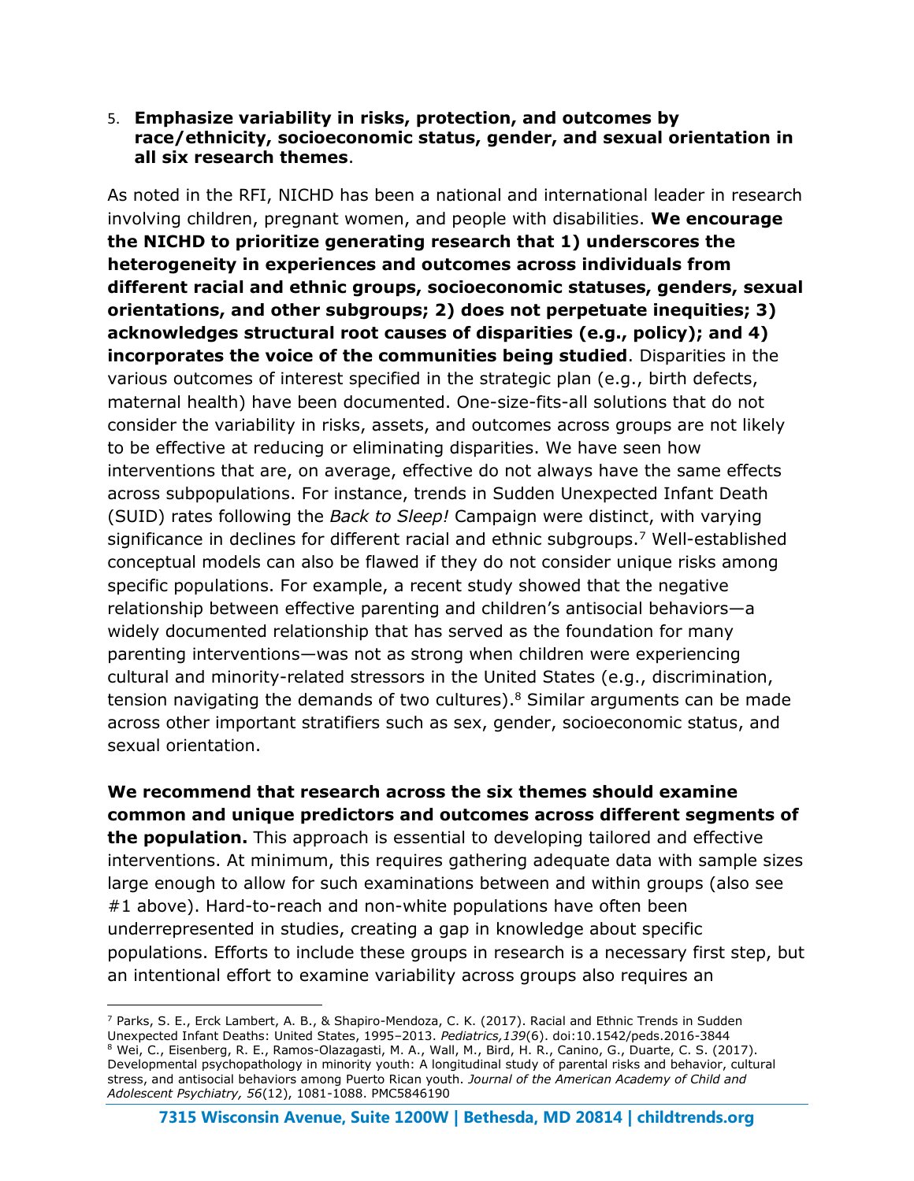5. **Emphasize variability in risks, protection, and outcomes by race/ethnicity, socioeconomic status, gender, and sexual orientation in all six research themes**.

As noted in the RFI, NICHD has been a national and international leader in research involving children, pregnant women, and people with disabilities. **We encourage the NICHD to prioritize generating research that 1) underscores the heterogeneity in experiences and outcomes across individuals from different racial and ethnic groups, socioeconomic statuses, genders, sexual orientations, and other subgroups; 2) does not perpetuate inequities; 3) acknowledges structural root causes of disparities (e.g., policy); and 4) incorporates the voice of the communities being studied**. Disparities in the various outcomes of interest specified in the strategic plan (e.g., birth defects, maternal health) have been documented. One-size-fits-all solutions that do not consider the variability in risks, assets, and outcomes across groups are not likely to be effective at reducing or eliminating disparities. We have seen how interventions that are, on average, effective do not always have the same effects across subpopulations. For instance, trends in Sudden Unexpected Infant Death (SUID) rates following the *Back to Sleep!* Campaign were distinct, with varying significance in declines for different racial and ethnic subgroups.[7] Well-established conceptual models can also be flawed if they do not consider unique risks among specific populations. For example, a recent study showed that the negative relationship between effective parenting and children's antisocial behaviors—a widely documented relationship that has served as the foundation for many parenting interventions—was not as strong when children were experiencing cultural and minority-related stressors in the United States (e.g., discrimination, tension navigating the demands of two cultures).[8] Similar arguments can be made across other important stratifiers such as sex, gender, socioeconomic status, and sexual orientation.

**We recommend that research across the six themes should examine common and unique predictors and outcomes across different segments of the population.** This approach is essential to developing tailored and effective interventions. At minimum, this requires gathering adequate data with sample sizes large enough to allow for such examinations between and within groups (also see #1 above). Hard-to-reach and non-white populations have often been underrepresented in studies, creating a gap in knowledge about specific populations. Efforts to include these groups in research is a necessary first step, but an intentional effort to examine variability across groups also requires an

---

[7] Parks, S. E., Erck Lambert, A. B., & Shapiro-Mendoza, C. K. (2017). Racial and Ethnic Trends in Sudden Unexpected Infant Deaths: United States, 1995–2013. *Pediatrics,139*(6). doi:10.1542/peds.2016-3844

[8] Wei, C., Eisenberg, R. E., Ramos-Olazagasti, M. A., Wall, M., Bird, H. R., Canino, G., Duarte, C. S. (2017). Developmental psychopathology in minority youth: A longitudinal study of parental risks and behavior, cultural stress, and antisocial behaviors among Puerto Rican youth. *Journal of the American Academy of Child and Adolescent Psychiatry, 56*(12), 1081-1088. PMC5846190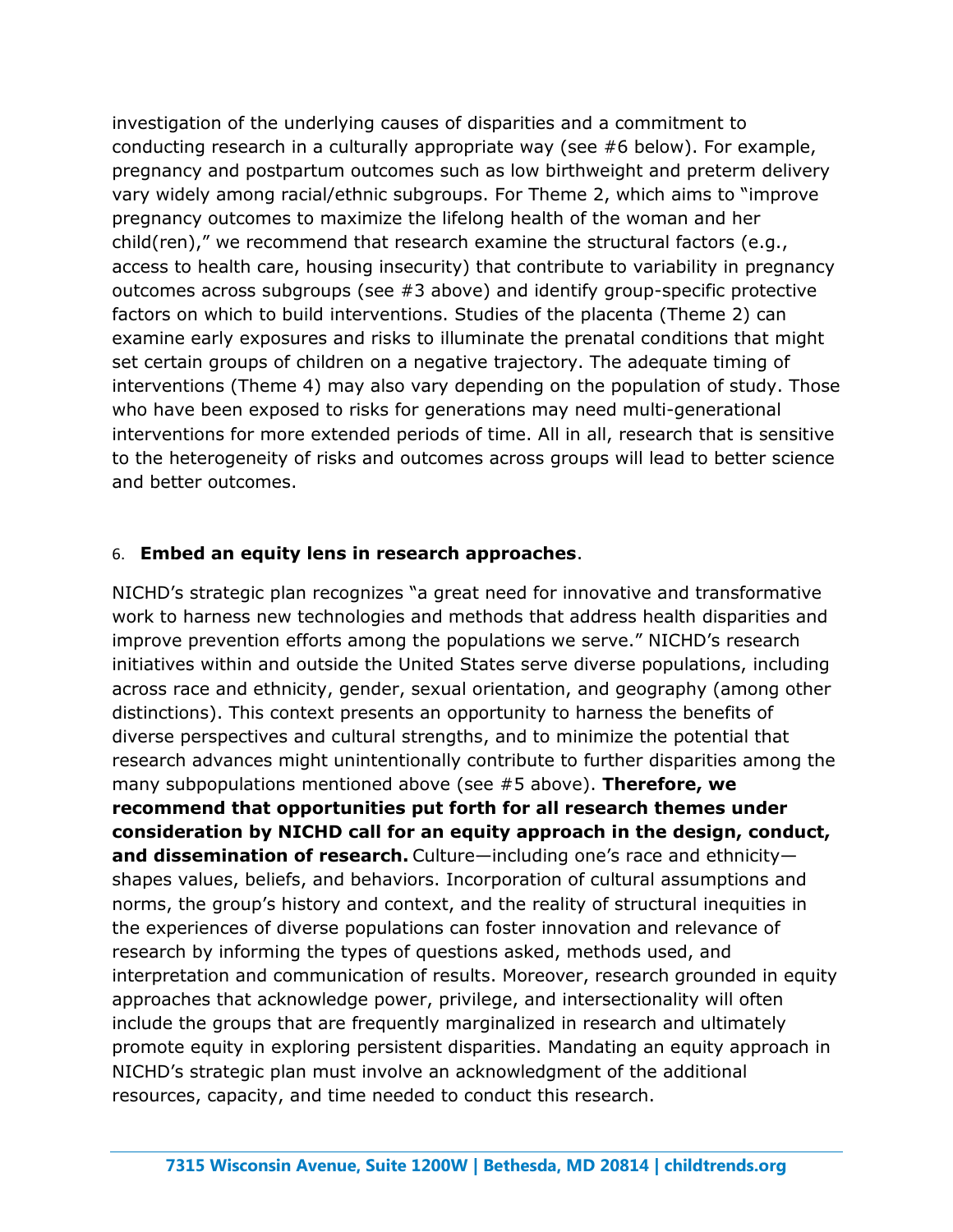investigation of the underlying causes of disparities and a commitment to conducting research in a culturally appropriate way (see #6 below). For example, pregnancy and postpartum outcomes such as low birthweight and preterm delivery vary widely among racial/ethnic subgroups. For Theme 2, which aims to "improve pregnancy outcomes to maximize the lifelong health of the woman and her child(ren)," we recommend that research examine the structural factors (e.g., access to health care, housing insecurity) that contribute to variability in pregnancy outcomes across subgroups (see #3 above) and identify group-specific protective factors on which to build interventions. Studies of the placenta (Theme 2) can examine early exposures and risks to illuminate the prenatal conditions that might set certain groups of children on a negative trajectory. The adequate timing of interventions (Theme 4) may also vary depending on the population of study. Those who have been exposed to risks for generations may need multi-generational interventions for more extended periods of time. All in all, research that is sensitive to the heterogeneity of risks and outcomes across groups will lead to better science and better outcomes.

6. **Embed an equity lens in research approaches**.

NICHD's strategic plan recognizes "a great need for innovative and transformative work to harness new technologies and methods that address health disparities and improve prevention efforts among the populations we serve." NICHD's research initiatives within and outside the United States serve diverse populations, including across race and ethnicity, gender, sexual orientation, and geography (among other distinctions). This context presents an opportunity to harness the benefits of diverse perspectives and cultural strengths, and to minimize the potential that research advances might unintentionally contribute to further disparities among the many subpopulations mentioned above (see #5 above). **Therefore, we recommend that opportunities put forth for all research themes under consideration by NICHD call for an equity approach in the design, conduct, and dissemination of research.** Culture—including one's race and ethnicity—shapes values, beliefs, and behaviors. Incorporation of cultural assumptions and norms, the group's history and context, and the reality of structural inequities in the experiences of diverse populations can foster innovation and relevance of research by informing the types of questions asked, methods used, and interpretation and communication of results. Moreover, research grounded in equity approaches that acknowledge power, privilege, and intersectionality will often include the groups that are frequently marginalized in research and ultimately promote equity in exploring persistent disparities. Mandating an equity approach in NICHD's strategic plan must involve an acknowledgment of the additional resources, capacity, and time needed to conduct this research.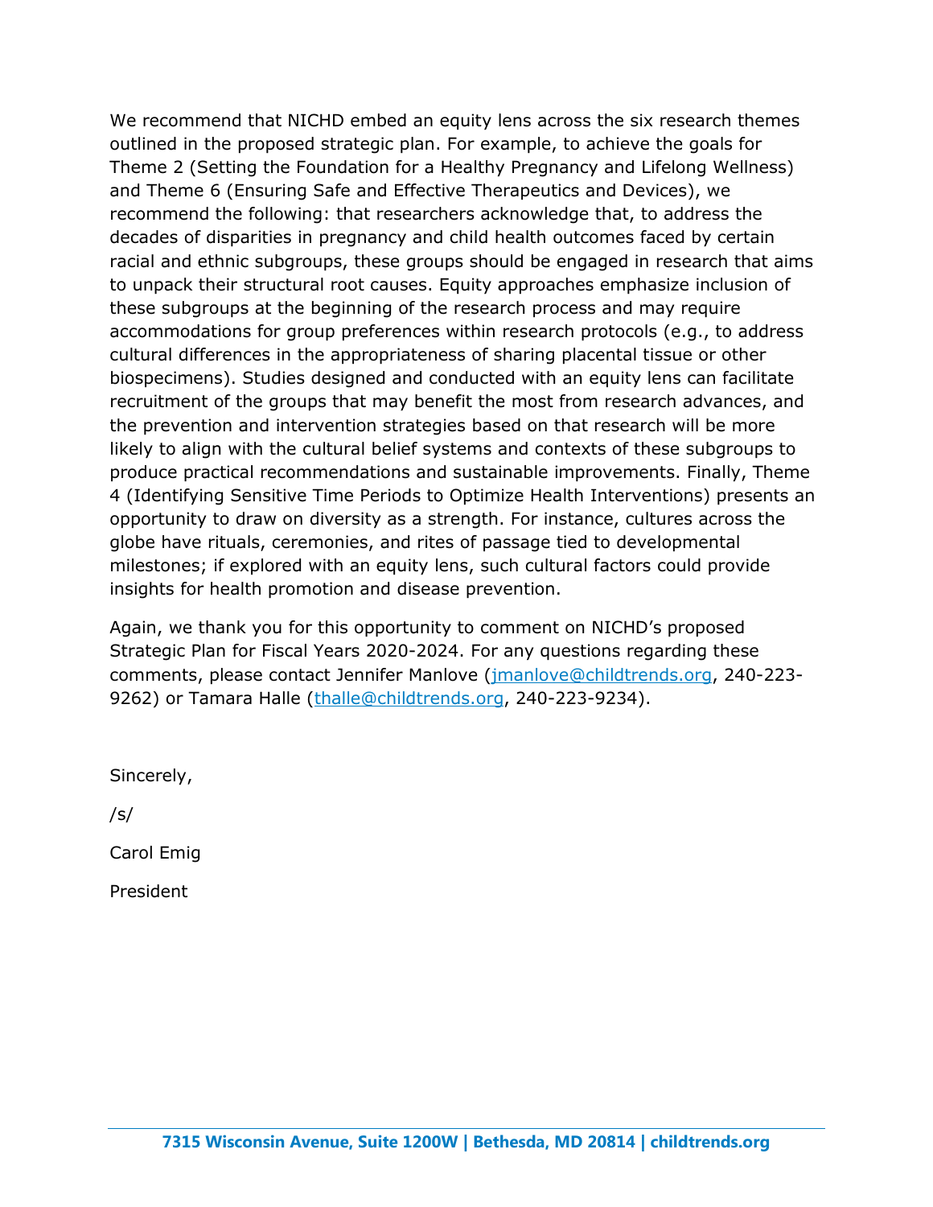We recommend that NICHD embed an equity lens across the six research themes outlined in the proposed strategic plan. For example, to achieve the goals for Theme 2 (Setting the Foundation for a Healthy Pregnancy and Lifelong Wellness) and Theme 6 (Ensuring Safe and Effective Therapeutics and Devices), we recommend the following: that researchers acknowledge that, to address the decades of disparities in pregnancy and child health outcomes faced by certain racial and ethnic subgroups, these groups should be engaged in research that aims to unpack their structural root causes. Equity approaches emphasize inclusion of these subgroups at the beginning of the research process and may require accommodations for group preferences within research protocols (e.g., to address cultural differences in the appropriateness of sharing placental tissue or other biospecimens). Studies designed and conducted with an equity lens can facilitate recruitment of the groups that may benefit the most from research advances, and the prevention and intervention strategies based on that research will be more likely to align with the cultural belief systems and contexts of these subgroups to produce practical recommendations and sustainable improvements. Finally, Theme 4 (Identifying Sensitive Time Periods to Optimize Health Interventions) presents an opportunity to draw on diversity as a strength. For instance, cultures across the globe have rituals, ceremonies, and rites of passage tied to developmental milestones; if explored with an equity lens, such cultural factors could provide insights for health promotion and disease prevention.

Again, we thank you for this opportunity to comment on NICHD's proposed Strategic Plan for Fiscal Years 2020-2024. For any questions regarding these comments, please contact Jennifer Manlove (jmanlove@childtrends.org, 240-223-9262) or Tamara Halle (thalle@childtrends.org, 240-223-9234).

Sincerely,

/s/

Carol Emig

President

**7315 Wisconsin Avenue, Suite 1200W | Bethesda, MD 20814 | childtrends.org**